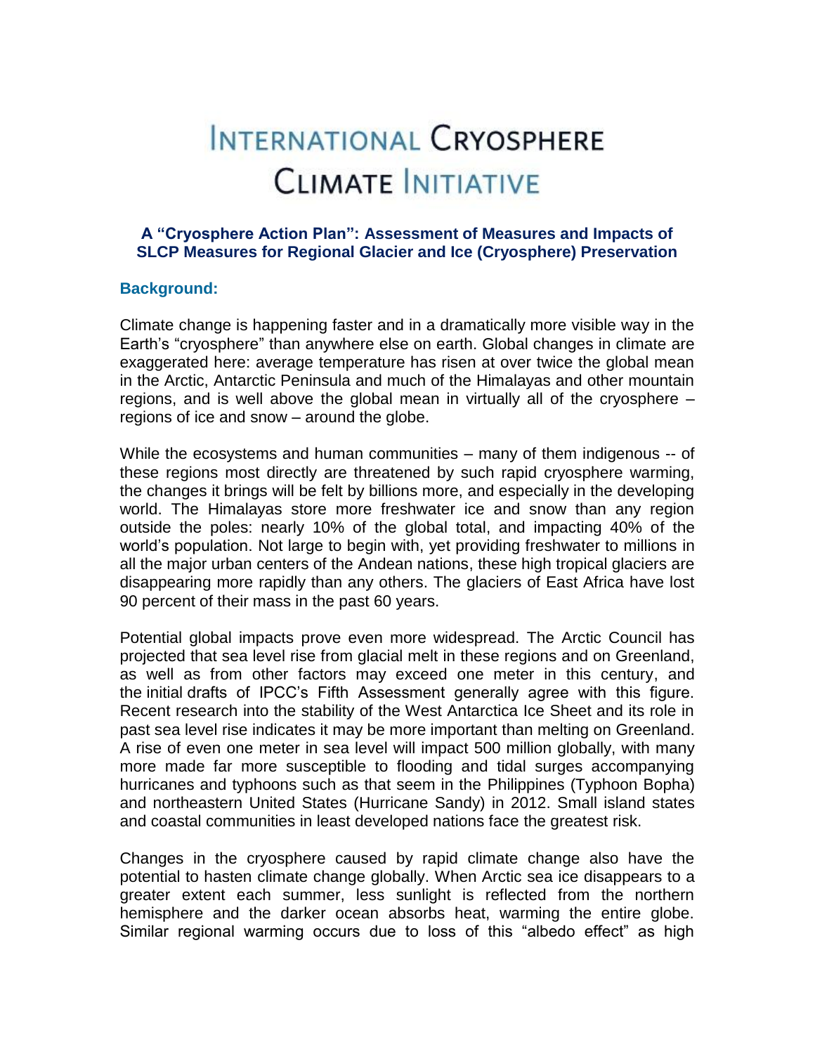# International Cryosphere Climate Initiative

### A "Cryosphere Action Plan": Assessment of Measures and Impacts of SLCP Measures for Regional Glacier and Ice (Cryosphere) Preservation

## Background:

Climate change is happening faster and in a dramatically more visible way in the Earth's "cryosphere" than anywhere else on earth. Global changes in climate are exaggerated here: average temperature has risen at over twice the global mean in the Arctic, Antarctic Peninsula and much of the Himalayas and other mountain regions, and is well above the global mean in virtually all of the cryosphere – regions of ice and snow – around the globe.

While the ecosystems and human communities – many of them indigenous -- of these regions most directly are threatened by such rapid cryosphere warming, the changes it brings will be felt by billions more, and especially in the developing world. The Himalayas store more freshwater ice and snow than any region outside the poles: nearly 10% of the global total, and impacting 40% of the world's population. Not large to begin with, yet providing freshwater to millions in all the major urban centers of the Andean nations, these high tropical glaciers are disappearing more rapidly than any others. The glaciers of East Africa have lost 90 percent of their mass in the past 60 years.

Potential global impacts prove even more widespread. The Arctic Council has projected that sea level rise from glacial melt in these regions and on Greenland, as well as from other factors may exceed one meter in this century, and the initial drafts of IPCC's Fifth Assessment generally agree with this figure. Recent research into the stability of the West Antarctica Ice Sheet and its role in past sea level rise indicates it may be more important than melting on Greenland. A rise of even one meter in sea level will impact 500 million globally, with many more made far more susceptible to flooding and tidal surges accompanying hurricanes and typhoons such as that seem in the Philippines (Typhoon Bopha) and northeastern United States (Hurricane Sandy) in 2012. Small island states and coastal communities in least developed nations face the greatest risk.

Changes in the cryosphere caused by rapid climate change also have the potential to hasten climate change globally. When Arctic sea ice disappears to a greater extent each summer, less sunlight is reflected from the northern hemisphere and the darker ocean absorbs heat, warming the entire globe. Similar regional warming occurs due to loss of this "albedo effect" as high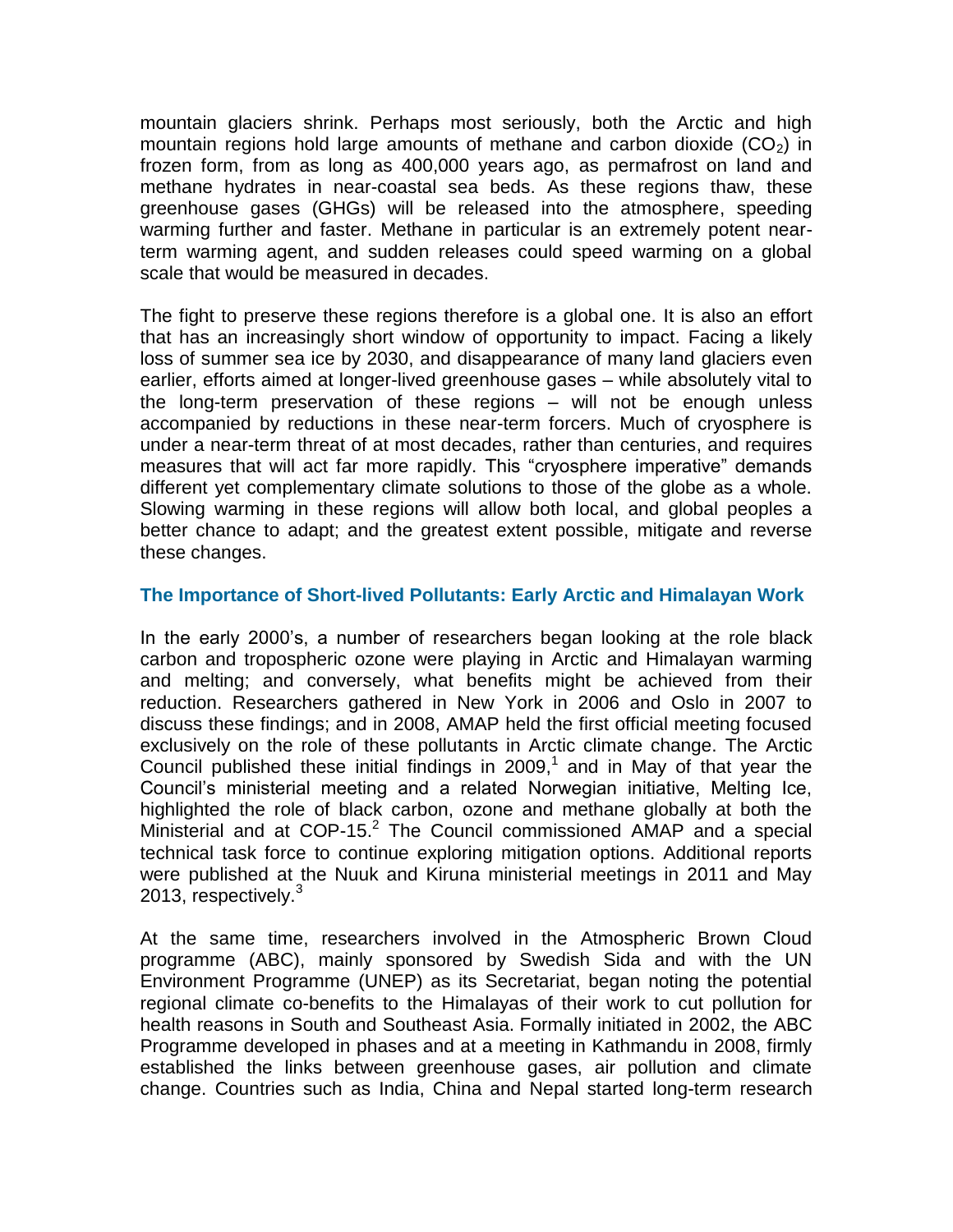mountain glaciers shrink. Perhaps most seriously, both the Arctic and high mountain regions hold large amounts of methane and carbon dioxide ($CO_2$) in frozen form, from as long as 400,000 years ago, as permafrost on land and methane hydrates in near-coastal sea beds. As these regions thaw, these greenhouse gases (GHGs) will be released into the atmosphere, speeding warming further and faster. Methane in particular is an extremely potent near-term warming agent, and sudden releases could speed warming on a global scale that would be measured in decades.

The fight to preserve these regions therefore is a global one. It is also an effort that has an increasingly short window of opportunity to impact. Facing a likely loss of summer sea ice by 2030, and disappearance of many land glaciers even earlier, efforts aimed at longer-lived greenhouse gases – while absolutely vital to the long-term preservation of these regions – will not be enough unless accompanied by reductions in these near-term forcers. Much of cryosphere is under a near-term threat of at most decades, rather than centuries, and requires measures that will act far more rapidly. This "cryosphere imperative" demands different yet complementary climate solutions to those of the globe as a whole. Slowing warming in these regions will allow both local, and global peoples a better chance to adapt; and the greatest extent possible, mitigate and reverse these changes.

## The Importance of Short-lived Pollutants: Early Arctic and Himalayan Work

In the early 2000's, a number of researchers began looking at the role black carbon and tropospheric ozone were playing in Arctic and Himalayan warming and melting; and conversely, what benefits might be achieved from their reduction. Researchers gathered in New York in 2006 and Oslo in 2007 to discuss these findings; and in 2008, AMAP held the first official meeting focused exclusively on the role of these pollutants in Arctic climate change. The Arctic Council published these initial findings in 2009,[1] and in May of that year the Council's ministerial meeting and a related Norwegian initiative, Melting Ice, highlighted the role of black carbon, ozone and methane globally at both the Ministerial and at COP-15.[2] The Council commissioned AMAP and a special technical task force to continue exploring mitigation options. Additional reports were published at the Nuuk and Kiruna ministerial meetings in 2011 and May 2013, respectively.[3]

At the same time, researchers involved in the Atmospheric Brown Cloud programme (ABC), mainly sponsored by Swedish Sida and with the UN Environment Programme (UNEP) as its Secretariat, began noting the potential regional climate co-benefits to the Himalayas of their work to cut pollution for health reasons in South and Southeast Asia. Formally initiated in 2002, the ABC Programme developed in phases and at a meeting in Kathmandu in 2008, firmly established the links between greenhouse gases, air pollution and climate change. Countries such as India, China and Nepal started long-term research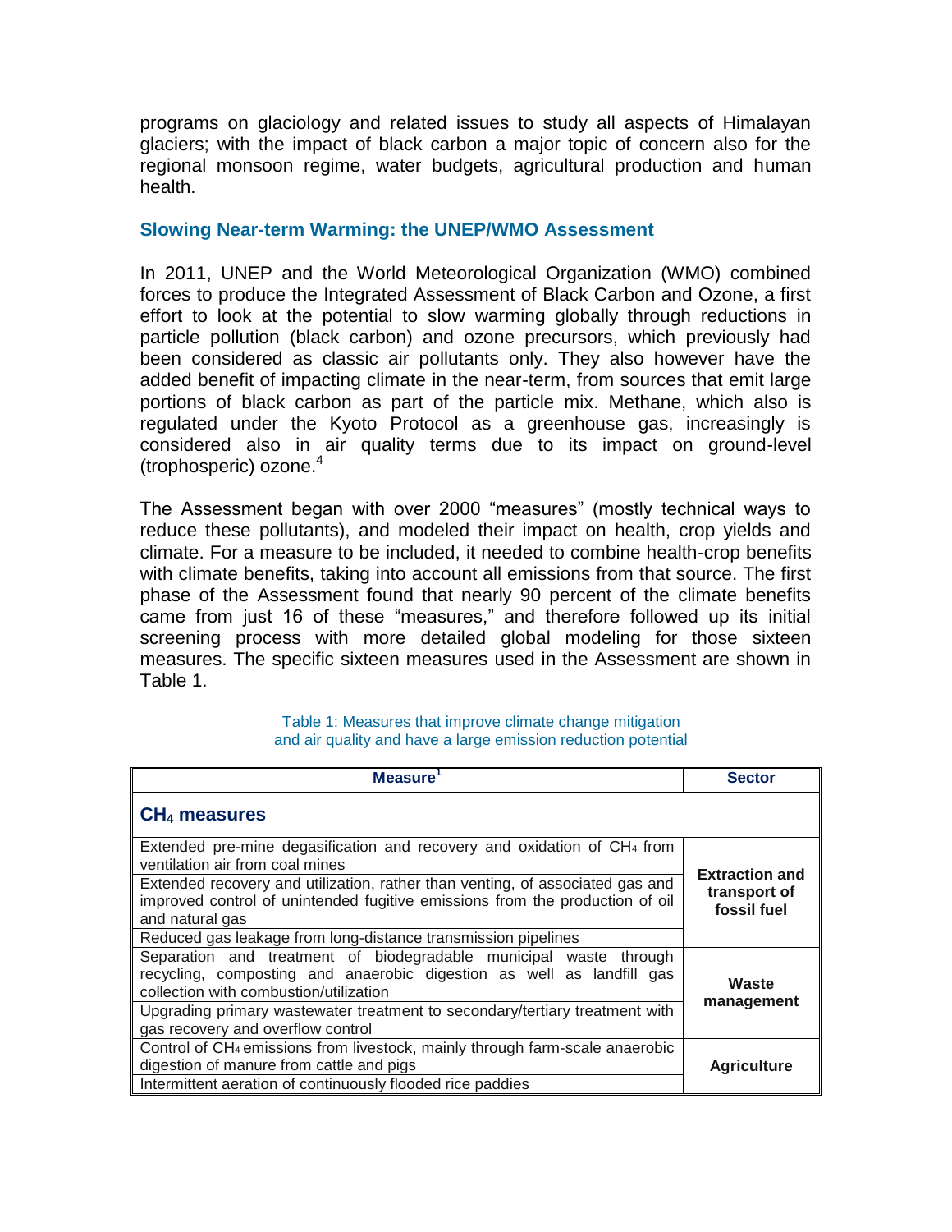programs on glaciology and related issues to study all aspects of Himalayan glaciers; with the impact of black carbon a major topic of concern also for the regional monsoon regime, water budgets, agricultural production and human health.

## Slowing Near-term Warming: the UNEP/WMO Assessment

In 2011, UNEP and the World Meteorological Organization (WMO) combined forces to produce the Integrated Assessment of Black Carbon and Ozone, a first effort to look at the potential to slow warming globally through reductions in particle pollution (black carbon) and ozone precursors, which previously had been considered as classic air pollutants only. They also however have the added benefit of impacting climate in the near-term, from sources that emit large portions of black carbon as part of the particle mix. Methane, which also is regulated under the Kyoto Protocol as a greenhouse gas, increasingly is considered also in air quality terms due to its impact on ground-level (trophosperic) ozone.[4]

The Assessment began with over 2000 "measures" (mostly technical ways to reduce these pollutants), and modeled their impact on health, crop yields and climate. For a measure to be included, it needed to combine health-crop benefits with climate benefits, taking into account all emissions from that source. The first phase of the Assessment found that nearly 90 percent of the climate benefits came from just 16 of these "measures," and therefore followed up its initial screening process with more detailed global modeling for those sixteen measures. The specific sixteen measures used in the Assessment are shown in Table 1.

Table 1: Measures that improve climate change mitigation and air quality and have a large emission reduction potential

| Measure[1] | Sector |
|---|---|
| **$CH_4$ measures** | |
| Extended pre-mine degasification and recovery and oxidation of $CH_4$ from ventilation air from coal mines | **Extraction and transport of fossil fuel** |
| Extended recovery and utilization, rather than venting, of associated gas and improved control of unintended fugitive emissions from the production of oil and natural gas | |
| Reduced gas leakage from long-distance transmission pipelines | |
| Separation and treatment of biodegradable municipal waste through recycling, composting and anaerobic digestion as well as landfill gas collection with combustion/utilization | **Waste management** |
| Upgrading primary wastewater treatment to secondary/tertiary treatment with gas recovery and overflow control | |
| Control of $CH_4$ emissions from livestock, mainly through farm-scale anaerobic digestion of manure from cattle and pigs | **Agriculture** |
| Intermittent aeration of continuously flooded rice paddies | |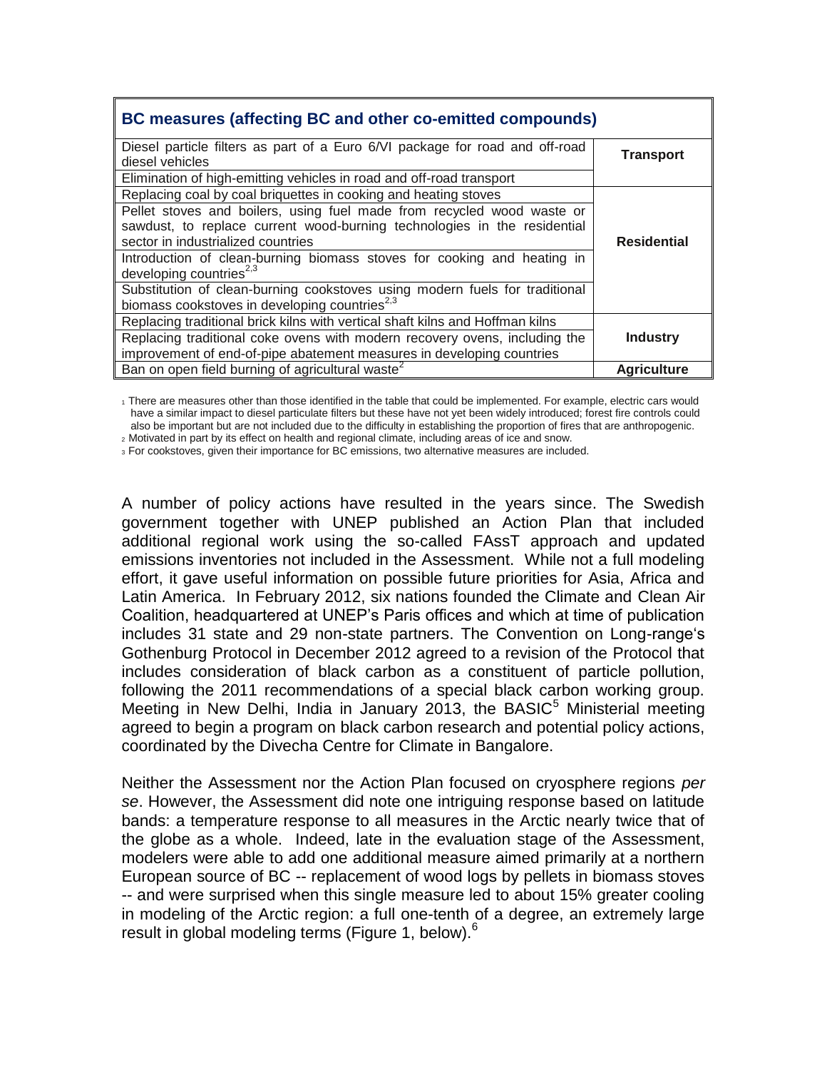| BC measures (affecting BC and other co-emitted compounds) | |
|---|---|
| Diesel particle filters as part of a Euro 6/VI package for road and off-road diesel vehicles | **Transport** |
| Elimination of high-emitting vehicles in road and off-road transport | |
| Replacing coal by coal briquettes in cooking and heating stoves | **Residential** |
| Pellet stoves and boilers, using fuel made from recycled wood waste or sawdust, to replace current wood-burning technologies in the residential sector in industrialized countries | |
| Introduction of clean-burning biomass stoves for cooking and heating in developing countries[2,3] | |
| Substitution of clean-burning cookstoves using modern fuels for traditional biomass cookstoves in developing countries[2,3] | |
| Replacing traditional brick kilns with vertical shaft kilns and Hoffman kilns | **Industry** |
| Replacing traditional coke ovens with modern recovery ovens, including the improvement of end-of-pipe abatement measures in developing countries | |
| Ban on open field burning of agricultural waste[2] | **Agriculture** |

[1] There are measures other than those identified in the table that could be implemented. For example, electric cars would have a similar impact to diesel particulate filters but these have not yet been widely introduced; forest fire controls could also be important but are not included due to the difficulty in establishing the proportion of fires that are anthropogenic.

[2] Motivated in part by its effect on health and regional climate, including areas of ice and snow.

[3] For cookstoves, given their importance for BC emissions, two alternative measures are included.

A number of policy actions have resulted in the years since. The Swedish government together with UNEP published an Action Plan that included additional regional work using the so-called FAssT approach and updated emissions inventories not included in the Assessment. While not a full modeling effort, it gave useful information on possible future priorities for Asia, Africa and Latin America. In February 2012, six nations founded the Climate and Clean Air Coalition, headquartered at UNEP's Paris offices and which at time of publication includes 31 state and 29 non-state partners. The Convention on Long-range's Gothenburg Protocol in December 2012 agreed to a revision of the Protocol that includes consideration of black carbon as a constituent of particle pollution, following the 2011 recommendations of a special black carbon working group. Meeting in New Delhi, India in January 2013, the BASIC[5] Ministerial meeting agreed to begin a program on black carbon research and potential policy actions, coordinated by the Divecha Centre for Climate in Bangalore.

Neither the Assessment nor the Action Plan focused on cryosphere regions *per se*. However, the Assessment did note one intriguing response based on latitude bands: a temperature response to all measures in the Arctic nearly twice that of the globe as a whole. Indeed, late in the evaluation stage of the Assessment, modelers were able to add one additional measure aimed primarily at a northern European source of BC -- replacement of wood logs by pellets in biomass stoves -- and were surprised when this single measure led to about 15% greater cooling in modeling of the Arctic region: a full one-tenth of a degree, an extremely large result in global modeling terms (Figure 1, below).[6]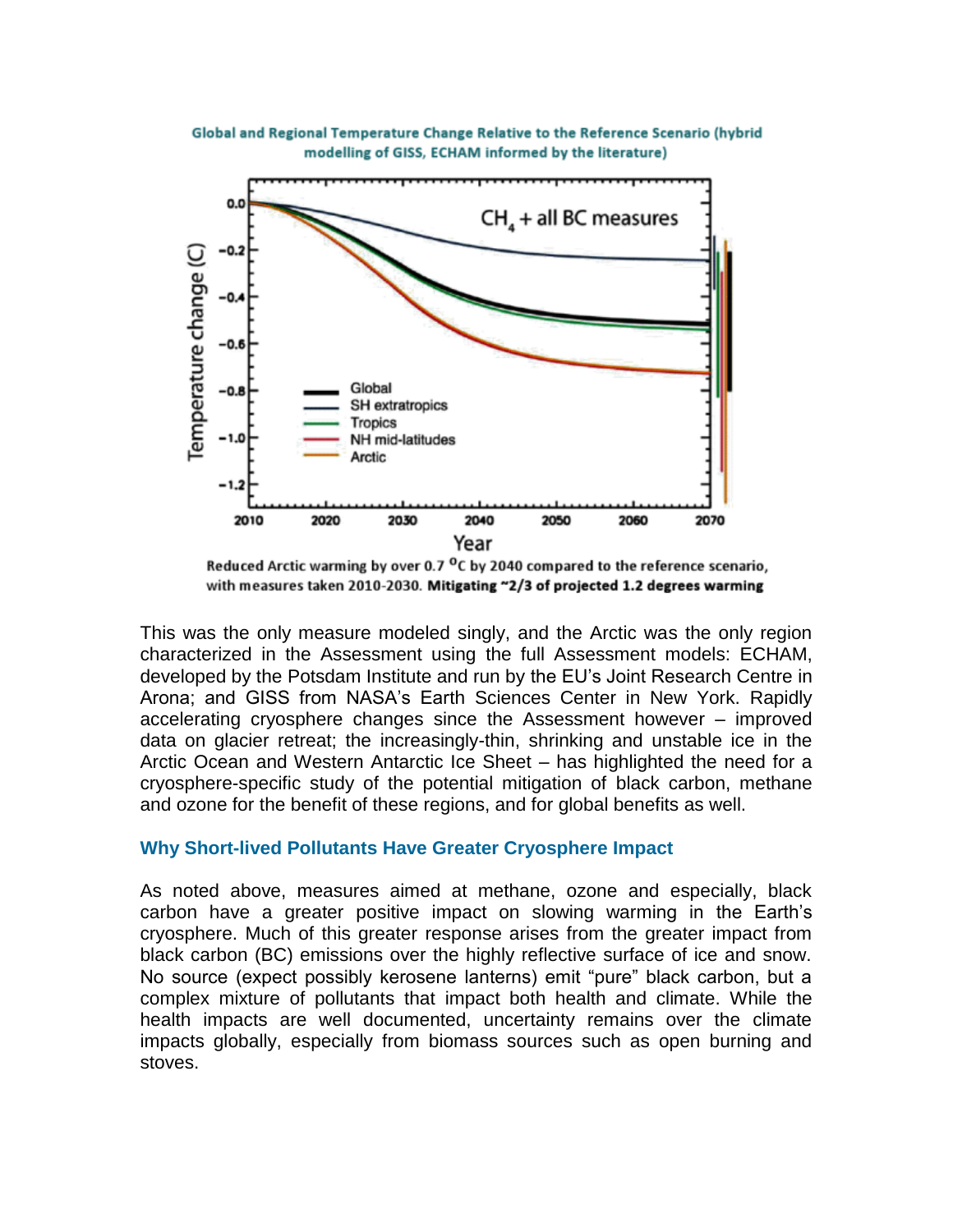**Global and Regional Temperature Change Relative to the Reference Scenario (hybrid modelling of GISS, ECHAM informed by the literature)**

Reduced Arctic warming by over 0.7 $^{o}$C by 2040 compared to the reference scenario, with measures taken 2010-2030. **Mitigating ~2/3 of projected 1.2 degrees warming**

This was the only measure modeled singly, and the Arctic was the only region characterized in the Assessment using the full Assessment models: ECHAM, developed by the Potsdam Institute and run by the EU's Joint Research Centre in Arona; and GISS from NASA's Earth Sciences Center in New York. Rapidly accelerating cryosphere changes since the Assessment however – improved data on glacier retreat; the increasingly-thin, shrinking and unstable ice in the Arctic Ocean and Western Antarctic Ice Sheet – has highlighted the need for a cryosphere-specific study of the potential mitigation of black carbon, methane and ozone for the benefit of these regions, and for global benefits as well.

## Why Short-lived Pollutants Have Greater Cryosphere Impact

As noted above, measures aimed at methane, ozone and especially, black carbon have a greater positive impact on slowing warming in the Earth's cryosphere. Much of this greater response arises from the greater impact from black carbon (BC) emissions over the highly reflective surface of ice and snow. No source (expect possibly kerosene lanterns) emit "pure" black carbon, but a complex mixture of pollutants that impact both health and climate. While the health impacts are well documented, uncertainty remains over the climate impacts globally, especially from biomass sources such as open burning and stoves.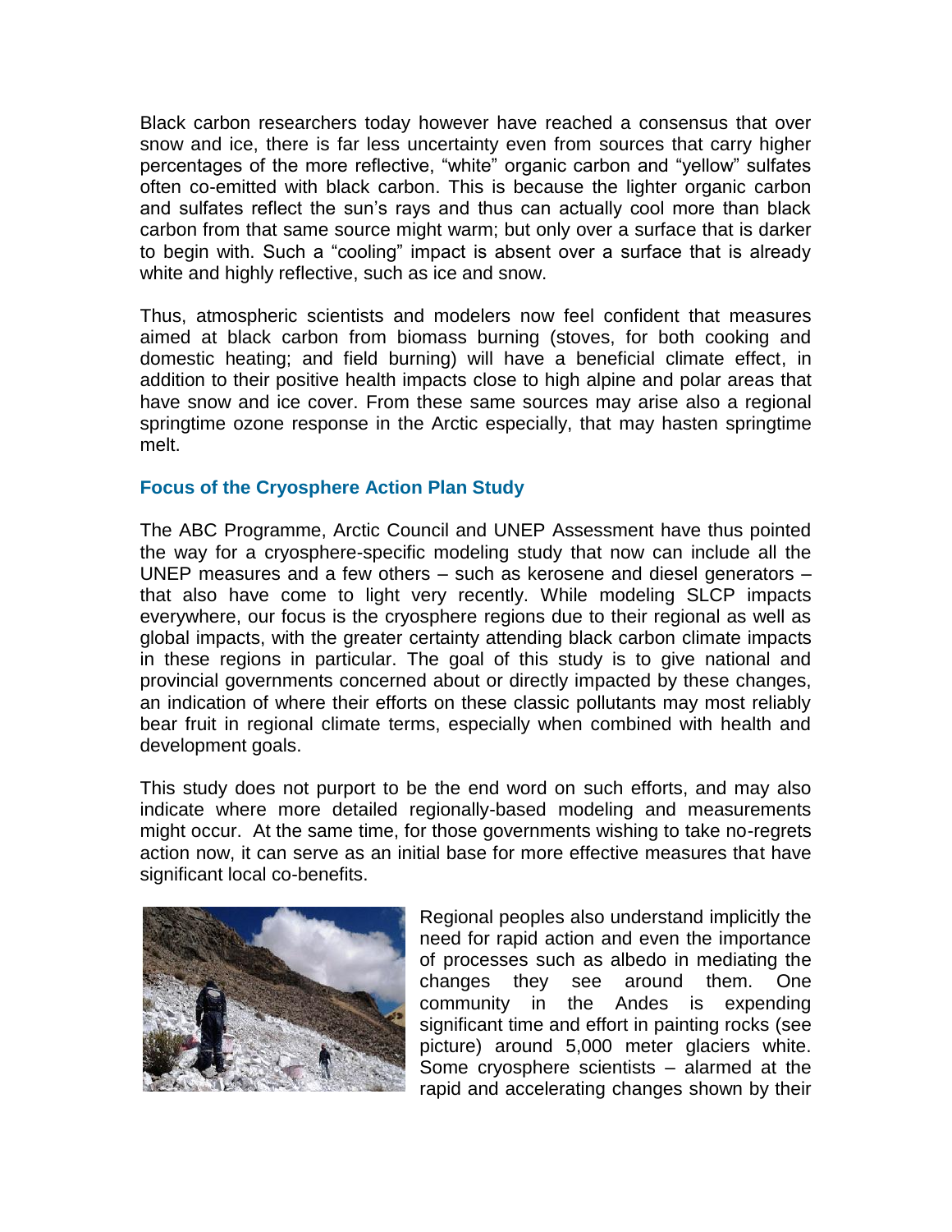Black carbon researchers today however have reached a consensus that over snow and ice, there is far less uncertainty even from sources that carry higher percentages of the more reflective, "white" organic carbon and "yellow" sulfates often co-emitted with black carbon. This is because the lighter organic carbon and sulfates reflect the sun's rays and thus can actually cool more than black carbon from that same source might warm; but only over a surface that is darker to begin with. Such a "cooling" impact is absent over a surface that is already white and highly reflective, such as ice and snow.

Thus, atmospheric scientists and modelers now feel confident that measures aimed at black carbon from biomass burning (stoves, for both cooking and domestic heating; and field burning) will have a beneficial climate effect, in addition to their positive health impacts close to high alpine and polar areas that have snow and ice cover. From these same sources may arise also a regional springtime ozone response in the Arctic especially, that may hasten springtime melt.

### Focus of the Cryosphere Action Plan Study

The ABC Programme, Arctic Council and UNEP Assessment have thus pointed the way for a cryosphere-specific modeling study that now can include all the UNEP measures and a few others – such as kerosene and diesel generators – that also have come to light very recently. While modeling SLCP impacts everywhere, our focus is the cryosphere regions due to their regional as well as global impacts, with the greater certainty attending black carbon climate impacts in these regions in particular. The goal of this study is to give national and provincial governments concerned about or directly impacted by these changes, an indication of where their efforts on these classic pollutants may most reliably bear fruit in regional climate terms, especially when combined with health and development goals.

This study does not purport to be the end word on such efforts, and may also indicate where more detailed regionally-based modeling and measurements might occur. At the same time, for those governments wishing to take no-regrets action now, it can serve as an initial base for more effective measures that have significant local co-benefits.

Regional peoples also understand implicitly the need for rapid action and even the importance of processes such as albedo in mediating the changes they see around them. One community in the Andes is expending significant time and effort in painting rocks (see picture) around 5,000 meter glaciers white. Some cryosphere scientists – alarmed at the rapid and accelerating changes shown by their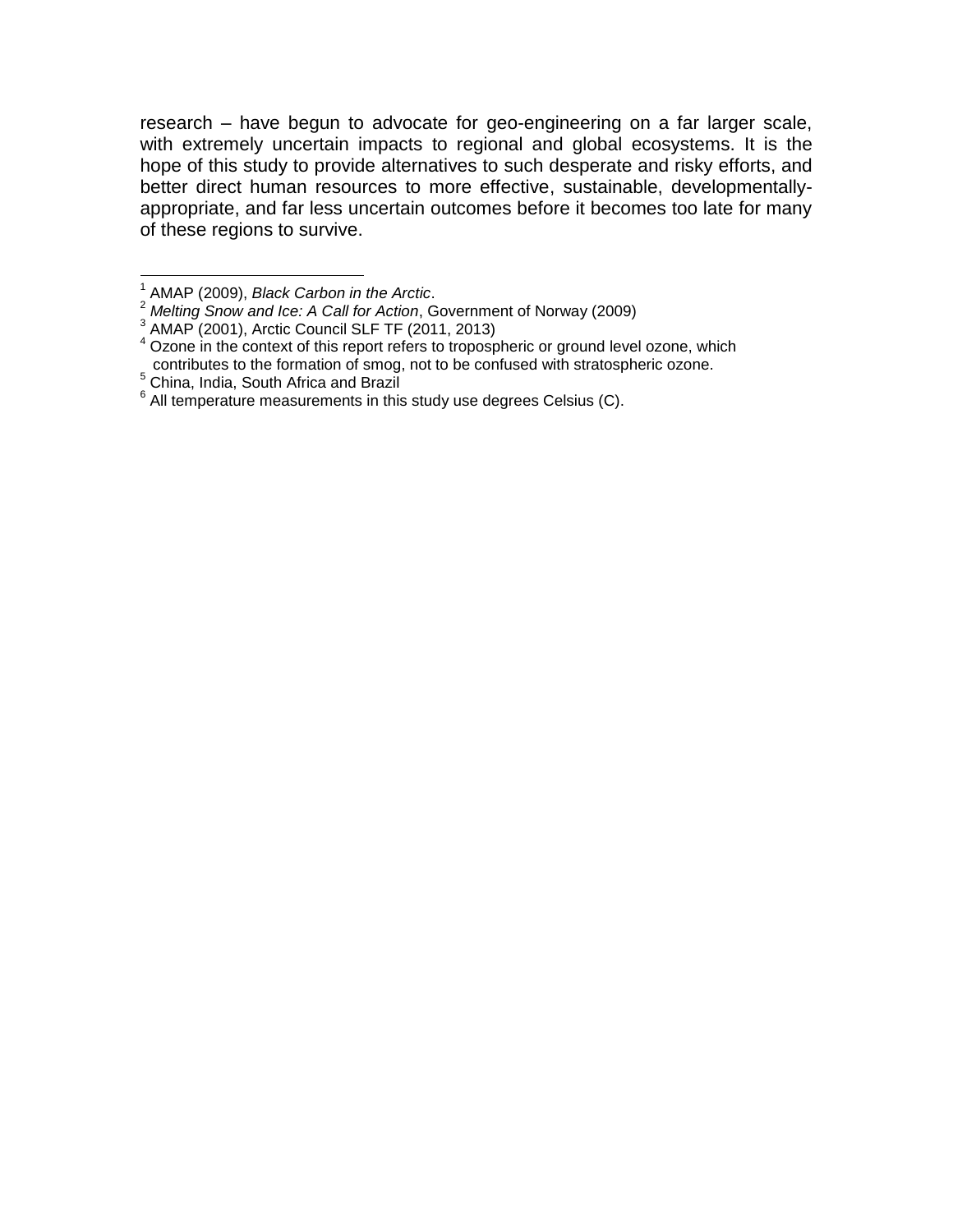research – have begun to advocate for geo-engineering on a far larger scale, with extremely uncertain impacts to regional and global ecosystems. It is the hope of this study to provide alternatives to such desperate and risky efforts, and better direct human resources to more effective, sustainable, developmentally-appropriate, and far less uncertain outcomes before it becomes too late for many of these regions to survive.

---

[1] AMAP (2009), *Black Carbon in the Arctic*.

[2] *Melting Snow and Ice: A Call for Action*, Government of Norway (2009)

[3] AMAP (2001), Arctic Council SLF TF (2011, 2013)

[4] Ozone in the context of this report refers to tropospheric or ground level ozone, which contributes to the formation of smog, not to be confused with stratospheric ozone.

[5] China, India, South Africa and Brazil

[6] All temperature measurements in this study use degrees Celsius (C).